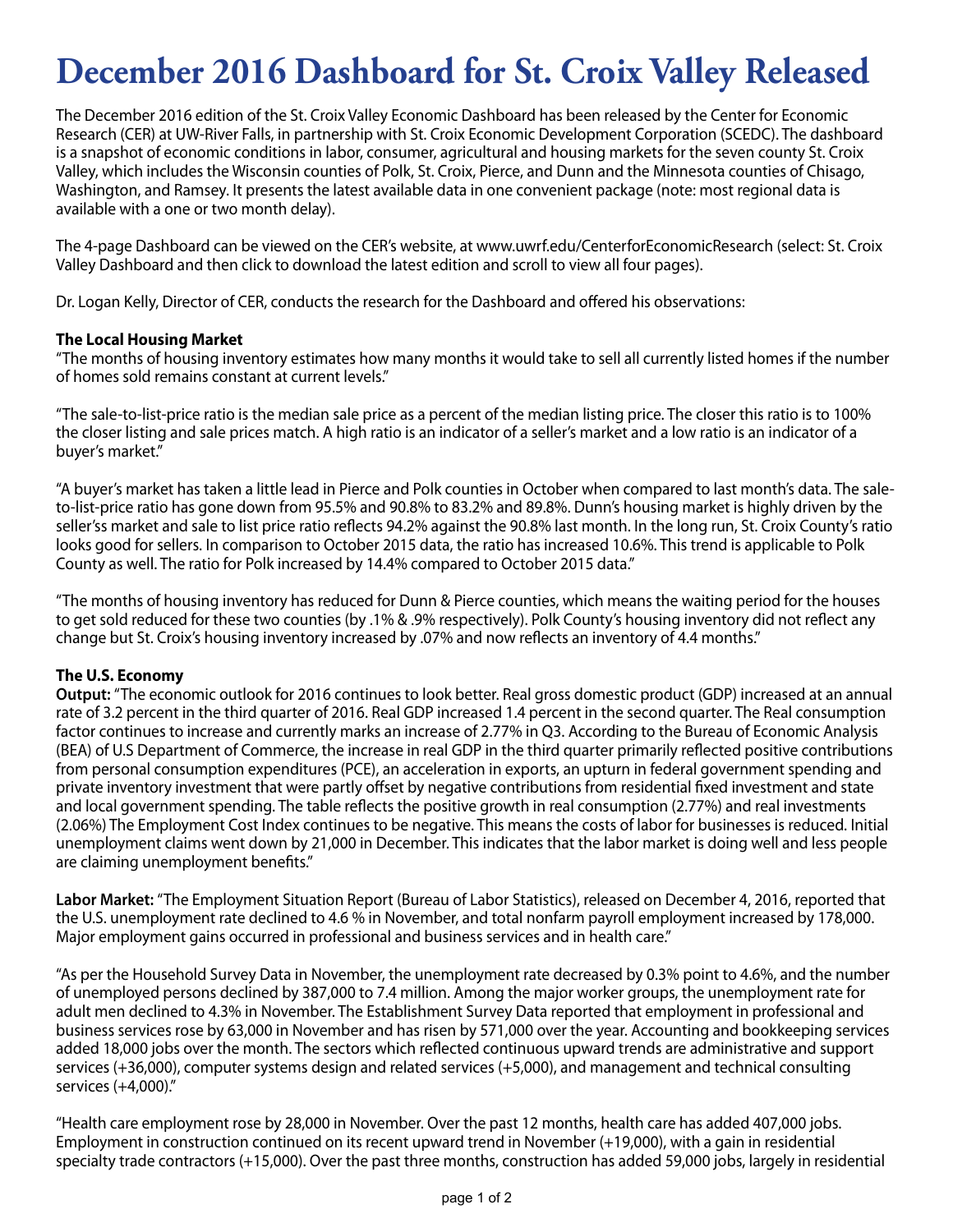# December 2016 Dashboard for St. Croix Valley Released

The December 2016 edition of the St. Croix Valley Economic Dashboard has been released by the Center for Economic Research (CER) at UW-River Falls, in partnership with St. Croix Economic Development Corporation (SCEDC). The dashboard is a snapshot of economic conditions in labor, consumer, agricultural and housing markets for the seven county St. Croix Valley, which includes the Wisconsin counties of Polk, St. Croix, Pierce, and Dunn and the Minnesota counties of Chisago, Washington, and Ramsey. It presents the latest available data in one convenient package (note: most regional data is available with a one or two month delay).

The 4-page Dashboard can be viewed on the CER's website, at www.uwrf.edu/CenterforEconomicResearch (select: St. Croix Valley Dashboard and then click to download the latest edition and scroll to view all four pages).

Dr. Logan Kelly, Director of CER, conducts the research for the Dashboard and offered his observations:

**The Local Housing Market**

"The months of housing inventory estimates how many months it would take to sell all currently listed homes if the number of homes sold remains constant at current levels."

"The sale-to-list-price ratio is the median sale price as a percent of the median listing price. The closer this ratio is to 100% the closer listing and sale prices match. A high ratio is an indicator of a seller's market and a low ratio is an indicator of a buyer's market."

"A buyer's market has taken a little lead in Pierce and Polk counties in October when compared to last month's data. The sale-to-list-price ratio has gone down from 95.5% and 90.8% to 83.2% and 89.8%. Dunn's housing market is highly driven by the seller'ss market and sale to list price ratio reflects 94.2% against the 90.8% last month. In the long run, St. Croix County's ratio looks good for sellers. In comparison to October 2015 data, the ratio has increased 10.6%. This trend is applicable to Polk County as well. The ratio for Polk increased by 14.4% compared to October 2015 data."

"The months of housing inventory has reduced for Dunn & Pierce counties, which means the waiting period for the houses to get sold reduced for these two counties (by .1% & .9% respectively). Polk County's housing inventory did not reflect any change but St. Croix's housing inventory increased by .07% and now reflects an inventory of 4.4 months."

**The U.S. Economy**

**Output:** "The economic outlook for 2016 continues to look better. Real gross domestic product (GDP) increased at an annual rate of 3.2 percent in the third quarter of 2016. Real GDP increased 1.4 percent in the second quarter. The Real consumption factor continues to increase and currently marks an increase of 2.77% in Q3. According to the Bureau of Economic Analysis (BEA) of U.S Department of Commerce, the increase in real GDP in the third quarter primarily reflected positive contributions from personal consumption expenditures (PCE), an acceleration in exports, an upturn in federal government spending and private inventory investment that were partly offset by negative contributions from residential fixed investment and state and local government spending. The table reflects the positive growth in real consumption (2.77%) and real investments (2.06%) The Employment Cost Index continues to be negative. This means the costs of labor for businesses is reduced. Initial unemployment claims went down by 21,000 in December. This indicates that the labor market is doing well and less people are claiming unemployment benefits."

**Labor Market:** "The Employment Situation Report (Bureau of Labor Statistics), released on December 4, 2016, reported that the U.S. unemployment rate declined to 4.6 % in November, and total nonfarm payroll employment increased by 178,000. Major employment gains occurred in professional and business services and in health care."

"As per the Household Survey Data in November, the unemployment rate decreased by 0.3% point to 4.6%, and the number of unemployed persons declined by 387,000 to 7.4 million. Among the major worker groups, the unemployment rate for adult men declined to 4.3% in November. The Establishment Survey Data reported that employment in professional and business services rose by 63,000 in November and has risen by 571,000 over the year. Accounting and bookkeeping services added 18,000 jobs over the month. The sectors which reflected continuous upward trends are administrative and support services (+36,000), computer systems design and related services (+5,000), and management and technical consulting services (+4,000)."

"Health care employment rose by 28,000 in November. Over the past 12 months, health care has added 407,000 jobs. Employment in construction continued on its recent upward trend in November (+19,000), with a gain in residential specialty trade contractors (+15,000). Over the past three months, construction has added 59,000 jobs, largely in residential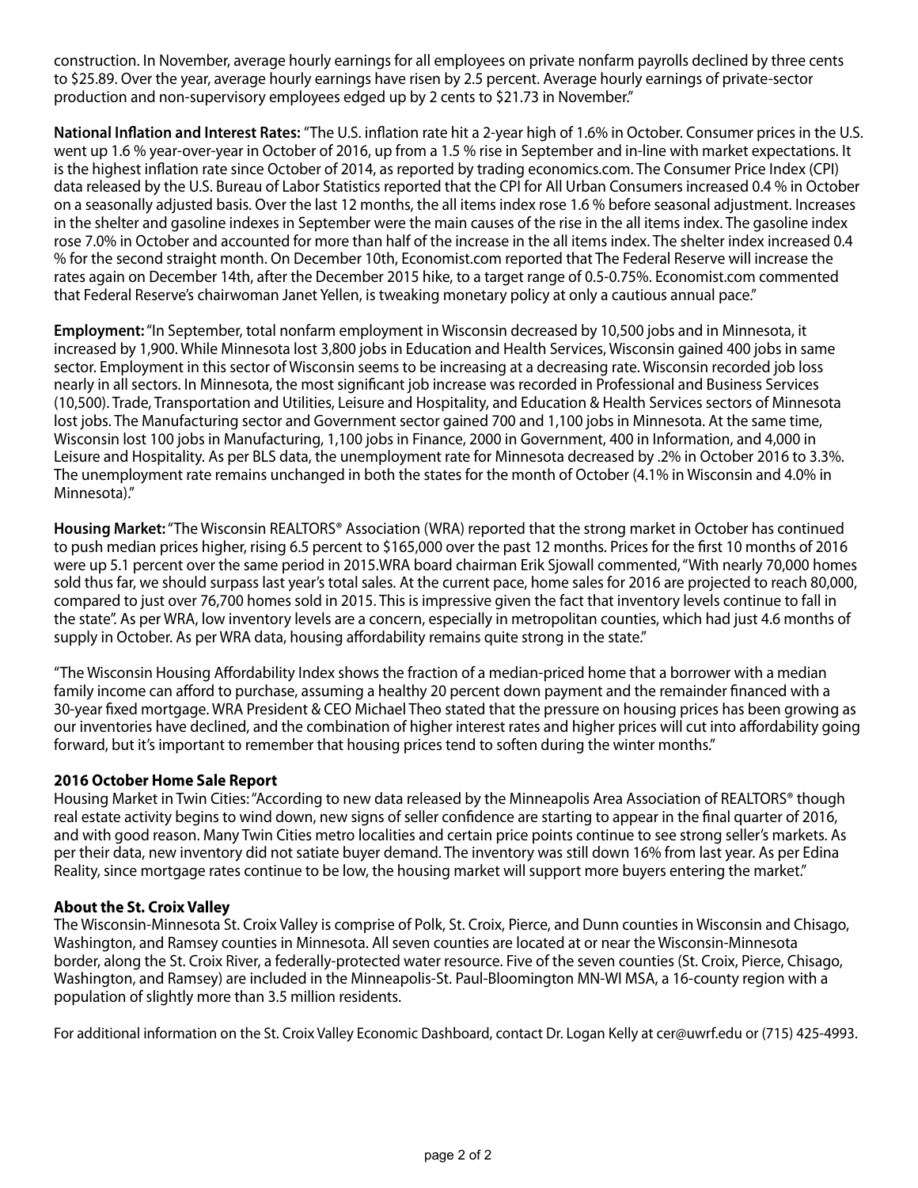construction. In November, average hourly earnings for all employees on private nonfarm payrolls declined by three cents to $25.89. Over the year, average hourly earnings have risen by 2.5 percent. Average hourly earnings of private-sector production and non-supervisory employees edged up by 2 cents to $21.73 in November."

**National Inflation and Interest Rates:** "The U.S. inflation rate hit a 2-year high of 1.6% in October. Consumer prices in the U.S. went up 1.6 % year-over-year in October of 2016, up from a 1.5 % rise in September and in-line with market expectations. It is the highest inflation rate since October of 2014, as reported by trading economics.com. The Consumer Price Index (CPI) data released by the U.S. Bureau of Labor Statistics reported that the CPI for All Urban Consumers increased 0.4 % in October on a seasonally adjusted basis. Over the last 12 months, the all items index rose 1.6 % before seasonal adjustment. Increases in the shelter and gasoline indexes in September were the main causes of the rise in the all items index. The gasoline index rose 7.0% in October and accounted for more than half of the increase in the all items index. The shelter index increased 0.4 % for the second straight month. On December 10th, Economist.com reported that The Federal Reserve will increase the rates again on December 14th, after the December 2015 hike, to a target range of 0.5-0.75%. Economist.com commented that Federal Reserve's chairwoman Janet Yellen, is tweaking monetary policy at only a cautious annual pace."

**Employment:** "In September, total nonfarm employment in Wisconsin decreased by 10,500 jobs and in Minnesota, it increased by 1,900. While Minnesota lost 3,800 jobs in Education and Health Services, Wisconsin gained 400 jobs in same sector. Employment in this sector of Wisconsin seems to be increasing at a decreasing rate. Wisconsin recorded job loss nearly in all sectors. In Minnesota, the most significant job increase was recorded in Professional and Business Services (10,500). Trade, Transportation and Utilities, Leisure and Hospitality, and Education & Health Services sectors of Minnesota lost jobs. The Manufacturing sector and Government sector gained 700 and 1,100 jobs in Minnesota. At the same time, Wisconsin lost 100 jobs in Manufacturing, 1,100 jobs in Finance, 2000 in Government, 400 in Information, and 4,000 in Leisure and Hospitality. As per BLS data, the unemployment rate for Minnesota decreased by .2% in October 2016 to 3.3%. The unemployment rate remains unchanged in both the states for the month of October (4.1% in Wisconsin and 4.0% in Minnesota)."

**Housing Market:** "The Wisconsin REALTORS® Association (WRA) reported that the strong market in October has continued to push median prices higher, rising 6.5 percent to $165,000 over the past 12 months. Prices for the first 10 months of 2016 were up 5.1 percent over the same period in 2015.WRA board chairman Erik Sjowall commented, "With nearly 70,000 homes sold thus far, we should surpass last year's total sales. At the current pace, home sales for 2016 are projected to reach 80,000, compared to just over 76,700 homes sold in 2015. This is impressive given the fact that inventory levels continue to fall in the state". As per WRA, low inventory levels are a concern, especially in metropolitan counties, which had just 4.6 months of supply in October. As per WRA data, housing affordability remains quite strong in the state."

"The Wisconsin Housing Affordability Index shows the fraction of a median-priced home that a borrower with a median family income can afford to purchase, assuming a healthy 20 percent down payment and the remainder financed with a 30-year fixed mortgage. WRA President & CEO Michael Theo stated that the pressure on housing prices has been growing as our inventories have declined, and the combination of higher interest rates and higher prices will cut into affordability going forward, but it's important to remember that housing prices tend to soften during the winter months."

### 2016 October Home Sale Report

Housing Market in Twin Cities: "According to new data released by the Minneapolis Area Association of REALTORS® though real estate activity begins to wind down, new signs of seller confidence are starting to appear in the final quarter of 2016, and with good reason. Many Twin Cities metro localities and certain price points continue to see strong seller's markets. As per their data, new inventory did not satiate buyer demand. The inventory was still down 16% from last year. As per Edina Reality, since mortgage rates continue to be low, the housing market will support more buyers entering the market."

### About the St. Croix Valley

The Wisconsin-Minnesota St. Croix Valley is comprise of Polk, St. Croix, Pierce, and Dunn counties in Wisconsin and Chisago, Washington, and Ramsey counties in Minnesota. All seven counties are located at or near the Wisconsin-Minnesota border, along the St. Croix River, a federally-protected water resource. Five of the seven counties (St. Croix, Pierce, Chisago, Washington, and Ramsey) are included in the Minneapolis-St. Paul-Bloomington MN-WI MSA, a 16-county region with a population of slightly more than 3.5 million residents.

For additional information on the St. Croix Valley Economic Dashboard, contact Dr. Logan Kelly at cer@uwrf.edu or (715) 425-4993.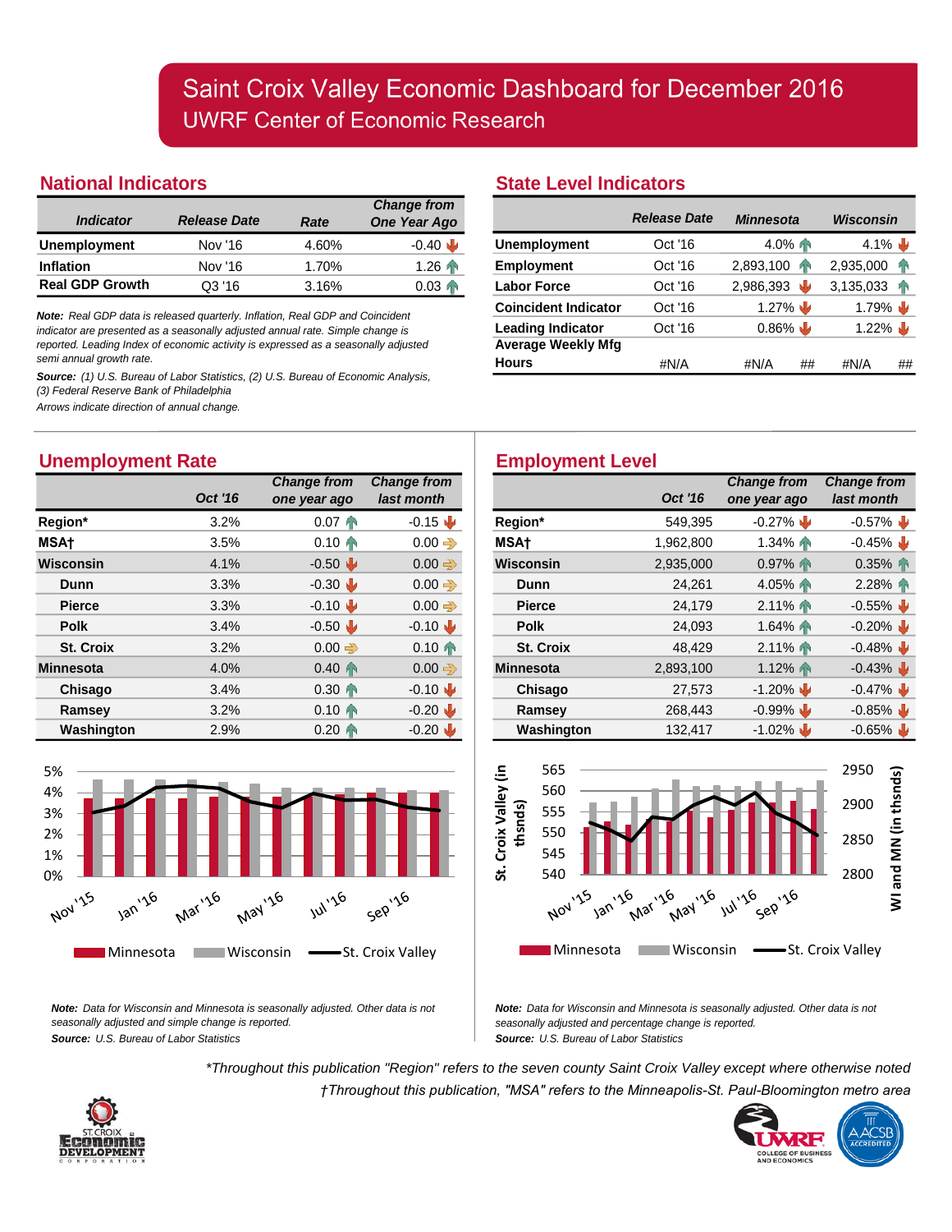# Saint Croix Valley Economic Dashboard for December 2016

## UWRF Center of Economic Research

## National Indicators

| Indicator | Release Date | Rate | Change from One Year Ago |
|---|---|---|---|
| **Unemployment** | Nov '16 | 4.60% | -0.40 ↓ |
| **Inflation** | Nov '16 | 1.70% | 1.26 ↑ |
| **Real GDP Growth** | Q3 '16 | 3.16% | 0.03 ↑ |

***Note:*** *Real GDP data is released quarterly. Inflation, Real GDP and Coincident indicator are presented as a seasonally adjusted annual rate. Simple change is reported. Leading Index of economic activity is expressed as a seasonally adjusted semi annual growth rate.*

***Source:*** *(1) U.S. Bureau of Labor Statistics, (2) U.S. Bureau of Economic Analysis, (3) Federal Reserve Bank of Philadelphia*

*Arrows indicate direction of annual change.*

## State Level Indicators

| | Release Date | Minnesota | Wisconsin |
|---|---|---|---|
| **Unemployment** | Oct '16 | 4.0% ↑ | 4.1% ↓ |
| **Employment** | Oct '16 | 2,893,100 ↑ | 2,935,000 ↑ |
| **Labor Force** | Oct '16 | 2,986,393 ↓ | 3,135,033 ↑ |
| **Coincident Indicator** | Oct '16 | 1.27% ↓ | 1.79% ↓ |
| **Leading Indicator** | Oct '16 | 0.86% ↓ | 1.22% ↓ |
| **Average Weekly Mfg Hours** | #N/A | #N/A ## | #N/A ## |

## Unemployment Rate

| | Oct '16 | Change from one year ago | Change from last month |
|---|---|---|---|
| **Region*** | 3.2% | 0.07 ↑ | -0.15 ↓ |
| **MSA†** | 3.5% | 0.10 ↑ | 0.00 ⇒ |
| **Wisconsin** | 4.1% | -0.50 ↓ | 0.00 ⇒ |
| **Dunn** | 3.3% | -0.30 ↓ | 0.00 ⇒ |
| **Pierce** | 3.3% | -0.10 ↓ | 0.00 ⇒ |
| **Polk** | 3.4% | -0.50 ↓ | -0.10 ↓ |
| **St. Croix** | 3.2% | 0.00 ⇒ | 0.10 ↑ |
| **Minnesota** | 4.0% | 0.40 ↑ | 0.00 ⇒ |
| **Chisago** | 3.4% | 0.30 ↑ | -0.10 ↓ |
| **Ramsey** | 3.2% | 0.10 ↑ | -0.20 ↓ |
| **Washington** | 2.9% | 0.20 ↑ | -0.20 ↓ |

5%
4%
3%
2%
1%
0%
Nov '15 Jan '16 Mar '16 May '16 Jul '16 Sep '16
Minnesota Wisconsin St. Croix Valley

***Note:*** *Data for Wisconsin and Minnesota is seasonally adjusted. Other data is not seasonally adjusted and simple change is reported.*
***Source:*** *U.S. Bureau of Labor Statistics*

## Employment Level

| | Oct '16 | Change from one year ago | Change from last month |
|---|---|---|---|
| **Region*** | 549,395 | -0.27% ↓ | -0.57% ↓ |
| **MSA†** | 1,962,800 | 1.34% ↑ | -0.45% ↓ |
| **Wisconsin** | 2,935,000 | 0.97% ↑ | 0.35% ↑ |
| **Dunn** | 24,261 | 4.05% ↑ | 2.28% ↑ |
| **Pierce** | 24,179 | 2.11% ↑ | -0.55% ↓ |
| **Polk** | 24,093 | 1.64% ↑ | -0.20% ↓ |
| **St. Croix** | 48,429 | 2.11% ↑ | -0.48% ↓ |
| **Minnesota** | 2,893,100 | 1.12% ↑ | -0.43% ↓ |
| **Chisago** | 27,573 | -1.20% ↓ | -0.47% ↓ |
| **Ramsey** | 268,443 | -0.99% ↓ | -0.85% ↓ |
| **Washington** | 132,417 | -1.02% ↓ | -0.65% ↓ |

St. Croix Valley (in thsnds)
565
560
555
550
545
540
WI and MN (in thsnds)
2950
2900
2850
2800
Nov '15 Jan '16 Mar '16 May '16 Jul '16 Sep '16
Minnesota Wisconsin St. Croix Valley

***Note:*** *Data for Wisconsin and Minnesota is seasonally adjusted. Other data is not seasonally adjusted and percentage change is reported.*
***Source:*** *U.S. Bureau of Labor Statistics*

*\*Throughout this publication "Region" refers to the seven county Saint Croix Valley except where otherwise noted*

*†Throughout this publication, "MSA" refers to the Minneapolis-St. Paul-Bloomington metro area*

ST. CROIX Economic DEVELOPMENT CORPORATION

UWRF COLLEGE OF BUSINESS AND ECONOMICS

AACSB ACCREDITED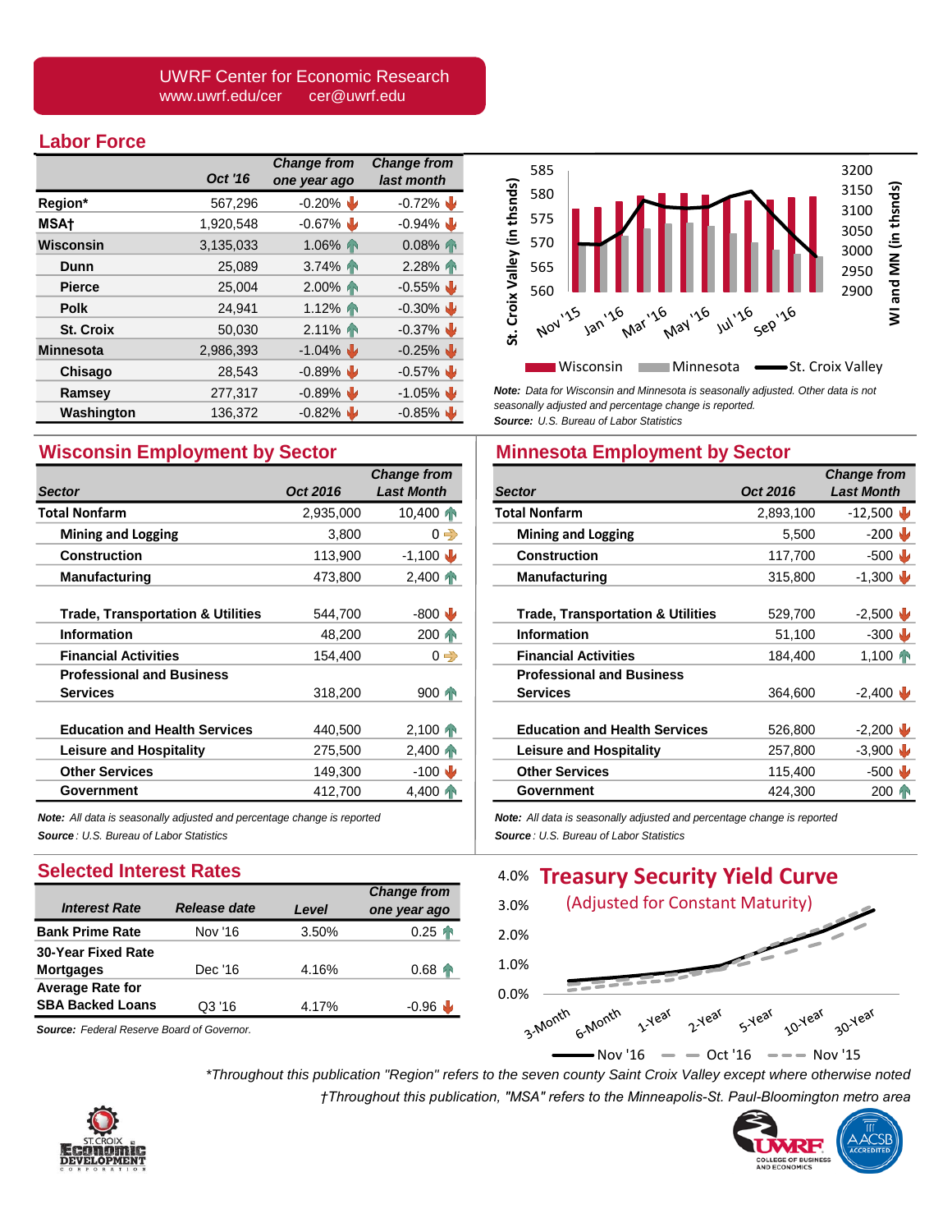UWRF Center for Economic Research
www.uwrf.edu/cer    cer@uwrf.edu

## Labor Force

| | Oct '16 | Change from one year ago | Change from last month |
|---|---|---|---|
| **Region*** | 567,296 | -0.20% ↓ | -0.72% ↓ |
| **MSA†** | 1,920,548 | -0.67% ↓ | -0.94% ↓ |
| **Wisconsin** | 3,135,033 | 1.06% ↑ | 0.08% ↑ |
| **Dunn** | 25,089 | 3.74% ↑ | 2.28% ↑ |
| **Pierce** | 25,004 | 2.00% ↑ | -0.55% ↓ |
| **Polk** | 24,941 | 1.12% ↑ | -0.30% ↓ |
| **St. Croix** | 50,030 | 2.11% ↑ | -0.37% ↓ |
| **Minnesota** | 2,986,393 | -1.04% ↓ | -0.25% ↓ |
| **Chisago** | 28,543 | -0.89% ↓ | -0.57% ↓ |
| **Ramsey** | 277,317 | -0.89% ↓ | -1.05% ↓ |
| **Washington** | 136,372 | -0.82% ↓ | -0.85% ↓ |

St. Croix Valley (in thsnds)
585
580
575
570
565
560
WI and MN (in thsnds)
3200
3150
3100
3050
3000
2950
2900
Nov '15 Jan '16 Mar '16 May '16 Jul '16 Sep '16
Wisconsin Minnesota St. Croix Valley

*Note: Data for Wisconsin and Minnesota is seasonally adjusted. Other data is not seasonally adjusted and percentage change is reported.*
***Source:*** *U.S. Bureau of Labor Statistics*

## Wisconsin Employment by Sector

| Sector | Oct 2016 | Change from Last Month |
|---|---|---|
| **Total Nonfarm** | 2,935,000 | 10,400 ↑ |
| **Mining and Logging** | 3,800 | 0 → |
| **Construction** | 113,900 | -1,100 ↓ |
| **Manufacturing** | 473,800 | 2,400 ↑ |
| **Trade, Transportation & Utilities** | 544,700 | -800 ↓ |
| **Information** | 48,200 | 200 ↑ |
| **Financial Activities** | 154,400 | 0 → |
| **Professional and Business Services** | 318,200 | 900 ↑ |
| **Education and Health Services** | 440,500 | 2,100 ↑ |
| **Leisure and Hospitality** | 275,500 | 2,400 ↑ |
| **Other Services** | 149,300 | -100 ↓ |
| **Government** | 412,700 | 4,400 ↑ |

***Note:*** *All data is seasonally adjusted and percentage change is reported*
***Source****: U.S. Bureau of Labor Statistics*

## Minnesota Employment by Sector

| Sector | Oct 2016 | Change from Last Month |
|---|---|---|
| **Total Nonfarm** | 2,893,100 | -12,500 ↓ |
| **Mining and Logging** | 5,500 | -200 ↓ |
| **Construction** | 117,700 | -500 ↓ |
| **Manufacturing** | 315,800 | -1,300 ↓ |
| **Trade, Transportation & Utilities** | 529,700 | -2,500 ↓ |
| **Information** | 51,100 | -300 ↓ |
| **Financial Activities** | 184,400 | 1,100 ↑ |
| **Professional and Business Services** | 364,600 | -2,400 ↓ |
| **Education and Health Services** | 526,800 | -2,200 ↓ |
| **Leisure and Hospitality** | 257,800 | -3,900 ↓ |
| **Other Services** | 115,400 | -500 ↓ |
| **Government** | 424,300 | 200 ↑ |

***Note:*** *All data is seasonally adjusted and percentage change is reported*
***Source****: U.S. Bureau of Labor Statistics*

## Selected Interest Rates

| Interest Rate | Release date | Level | Change from one year ago |
|---|---|---|---|
| **Bank Prime Rate** | Nov '16 | 3.50% | 0.25 ↑ |
| **30-Year Fixed Rate Mortgages** | Dec '16 | 4.16% | 0.68 ↑ |
| **Average Rate for SBA Backed Loans** | Q3 '16 | 4.17% | -0.96 ↓ |

***Source:*** *Federal Reserve Board of Governor.*

## Treasury Security Yield Curve

(Adjusted for Constant Maturity)

4.0%
3.0%
2.0%
1.0%
0.0%
3-Month 6-Month 1-Year 2-Year 5-Year 10-Year 30-Year
Nov '16 Oct '16 Nov '15

*\*Throughout this publication "Region" refers to the seven county Saint Croix Valley except where otherwise noted*

*†Throughout this publication, "MSA" refers to the Minneapolis-St. Paul-Bloomington metro area*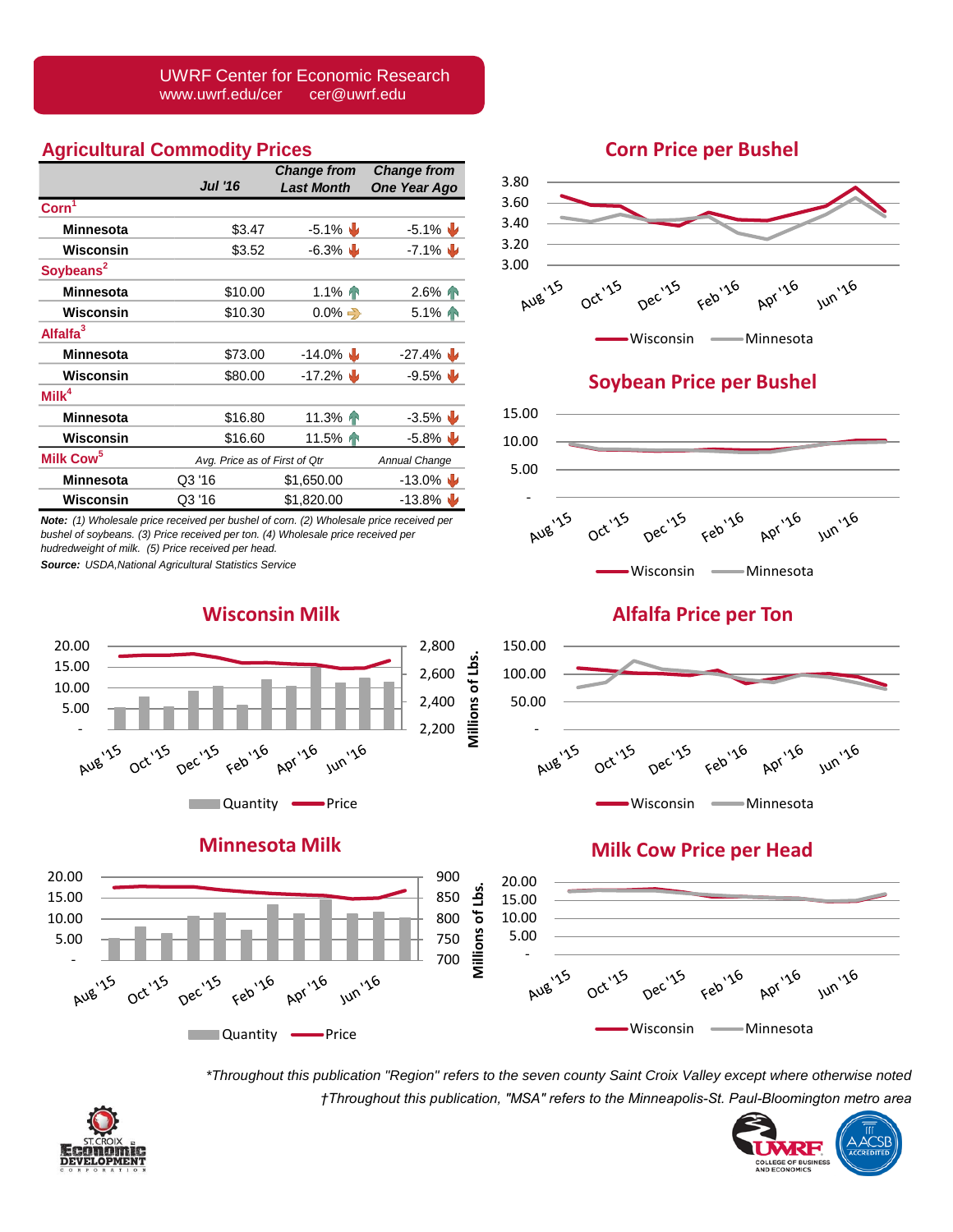UWRF Center for Economic Research
www.uwrf.edu/cer cer@uwrf.edu

## Agricultural Commodity Prices

| | Jul '16 | Change from Last Month | Change from One Year Ago |
|---|---|---|---|
| **Corn[1]** | | | |
| Minnesota | $3.47 | -5.1% | -5.1% |
| Wisconsin | $3.52 | -6.3% | -7.1% |
| **Soybeans[2]** | | | |
| Minnesota | $10.00 | 1.1% | 2.6% |
| Wisconsin | $10.30 | 0.0% | 5.1% |
| **Alfalfa[3]** | | | |
| Minnesota | $73.00 | -14.0% | -27.4% |
| Wisconsin | $80.00 | -17.2% | -9.5% |
| **Milk[4]** | | | |
| Minnesota | $16.80 | 11.3% | -3.5% |
| Wisconsin | $16.60 | 11.5% | -5.8% |
| **Milk Cow[5]** | | *Avg. Price as of First of Qtr* | *Annual Change* |
| Minnesota | Q3 '16 | $1,650.00 | -13.0% |
| Wisconsin | Q3 '16 | $1,820.00 | -13.8% |

*Note: (1) Wholesale price received per bushel of corn. (2) Wholesale price received per bushel of soybeans. (3) Price received per ton. (4) Wholesale price received per hudredweight of milk. (5) Price received per head.*

*Source: USDA,National Agricultural Statistics Service*

## Corn Price per Bushel

3.80
3.60
3.40
3.20
3.00
Aug '15 Oct '15 Dec '15 Feb '16 Apr '16 Jun '16
Wisconsin Minnesota

## Soybean Price per Bushel

15.00
10.00
5.00
-
Aug '15 Oct '15 Dec '15 Feb '16 Apr '16 Jun '16
Wisconsin Minnesota

## Wisconsin Milk

20.00
15.00
10.00
5.00
-
2,800
2,600
2,400
2,200
Millions of Lbs.
Aug '15 Oct '15 Dec '15 Feb '16 Apr '16 Jun '16
Quantity Price

## Alfalfa Price per Ton

150.00
100.00
50.00
-
Aug '15 Oct '15 Dec '15 Feb '16 Apr '16 Jun '16
Wisconsin Minnesota

## Minnesota Milk

20.00
15.00
10.00
5.00
-
900
850
800
750
700
Millions of Lbs.
Aug '15 Oct '15 Dec '15 Feb '16 Apr '16 Jun '16
Quantity Price

## Milk Cow Price per Head

20.00
15.00
10.00
5.00
-
Aug '15 Oct '15 Dec '15 Feb '16 Apr '16 Jun '16
Wisconsin Minnesota

*\*Throughout this publication "Region" refers to the seven county Saint Croix Valley except where otherwise noted*

*†Throughout this publication, "MSA" refers to the Minneapolis-St. Paul-Bloomington metro area*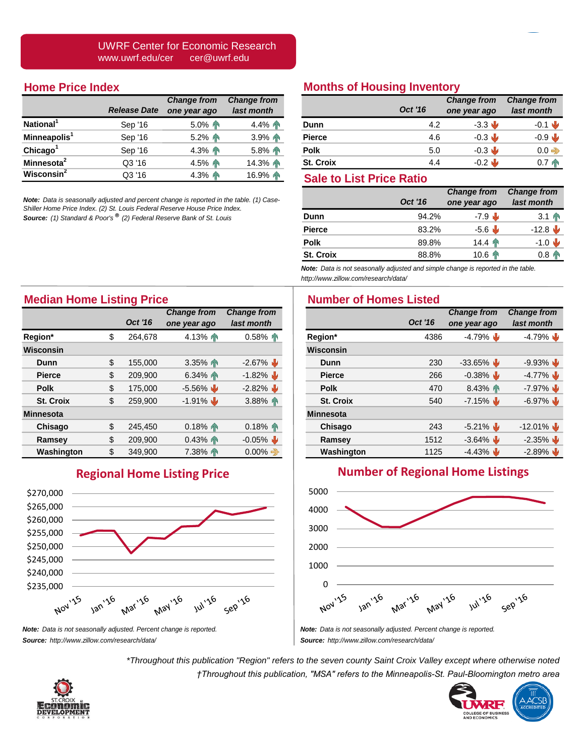UWRF Center for Economic Research
www.uwrf.edu/cer cer@uwrf.edu

## Home Price Index

| | Release Date | Change from one year ago | Change from last month |
|---|---|---|---|
| **National[1]** | Sep '16 | 5.0% ↑ | 4.4% ↑ |
| **Minneapolis[1]** | Sep '16 | 5.2% ↑ | 3.9% ↑ |
| **Chicago[1]** | Sep '16 | 4.3% ↑ | 5.8% ↑ |
| **Minnesota[2]** | Q3 '16 | 4.5% ↑ | 14.3% ↑ |
| **Wisconsin[2]** | Q3 '16 | 4.3% ↑ | 16.9% ↑ |

***Note:*** *Data is seasonally adjusted and percent change is reported in the table. (1) Case-Shiller Home Price Index. (2) St. Louis Federal Reserve House Price Index.*
***Source:*** *(1) Standard & Poor's ® (2) Federal Reserve Bank of St. Louis*

## Months of Housing Inventory

| | Oct '16 | Change from one year ago | Change from last month |
|---|---|---|---|
| **Dunn** | 4.2 | -3.3 ↓ | -0.1 ↓ |
| **Pierce** | 4.6 | -0.3 ↓ | -0.9 ↓ |
| **Polk** | 5.0 | -0.3 ↓ | 0.0 → |
| **St. Croix** | 4.4 | -0.2 ↓ | 0.7 ↑ |

## Sale to List Price Ratio

| | Oct '16 | Change from one year ago | Change from last month |
|---|---|---|---|
| **Dunn** | 94.2% | -7.9 ↓ | 3.1 ↑ |
| **Pierce** | 83.2% | -5.6 ↓ | -12.8 ↓ |
| **Polk** | 89.8% | 14.4 ↑ | -1.0 ↓ |
| **St. Croix** | 88.8% | 10.6 ↑ | 0.8 ↑ |

***Note:*** *Data is not seasonally adjusted and simple change is reported in the table.*
*http://www.zillow.com/research/data/*

## Median Home Listing Price

| | Oct '16 | Change from one year ago | Change from last month |
|---|---|---|---|
| **Region*** | $ 264,678 | 4.13% ↑ | 0.58% ↑ |
| **Wisconsin** | | | |
| **Dunn** | $ 155,000 | 3.35% ↑ | -2.67% ↓ |
| **Pierce** | $ 209,900 | 6.34% ↑ | -1.82% ↓ |
| **Polk** | $ 175,000 | -5.56% ↓ | -2.82% ↓ |
| **St. Croix** | $ 259,900 | -1.91% ↓ | 3.88% ↑ |
| **Minnesota** | | | |
| **Chisago** | $ 245,450 | 0.18% ↑ | 0.18% ↑ |
| **Ramsey** | $ 209,900 | 0.43% ↑ | -0.05% ↓ |
| **Washington** | $ 349,900 | 7.38% ↑ | 0.00% → |

## Number of Homes Listed

| | Oct '16 | Change from one year ago | Change from last month |
|---|---|---|---|
| **Region*** | 4386 | -4.79% ↓ | -4.79% ↓ |
| **Wisconsin** | | | |
| **Dunn** | 230 | -33.65% ↓ | -9.93% ↓ |
| **Pierce** | 266 | -0.38% ↓ | -4.77% ↓ |
| **Polk** | 470 | 8.43% ↑ | -7.97% ↓ |
| **St. Croix** | 540 | -7.15% ↓ | -6.97% ↓ |
| **Minnesota** | | | |
| **Chisago** | 243 | -5.21% ↓ | -12.01% ↓ |
| **Ramsey** | 1512 | -3.64% ↓ | -2.35% ↓ |
| **Washington** | 1125 | -4.43% ↓ | -2.89% ↓ |

## Regional Home Listing Price

$270,000
$265,000
$260,000
$255,000
$250,000
$245,000
$240,000
$235,000
Nov '15 Jan '16 Mar '16 May '16 Jul '16 Sep '16

***Note:*** *Data is not seasonally adjusted. Percent change is reported.*
***Source:*** *http://www.zillow.com/research/data/*

## Number of Regional Home Listings

5000
4000
3000
2000
1000
0
Nov '15 Jan '16 Mar '16 May '16 Jul '16 Sep '16

***Note:*** *Data is not seasonally adjusted. Percent change is reported.*
***Source:*** *http://www.zillow.com/research/data/*

*\*Throughout this publication "Region" refers to the seven county Saint Croix Valley except where otherwise noted*
*†Throughout this publication, "MSA" refers to the Minneapolis-St. Paul-Bloomington metro area*

St. Croix Economic Development Corporation
UWRF College of Business and Economics
AACSB Accredited